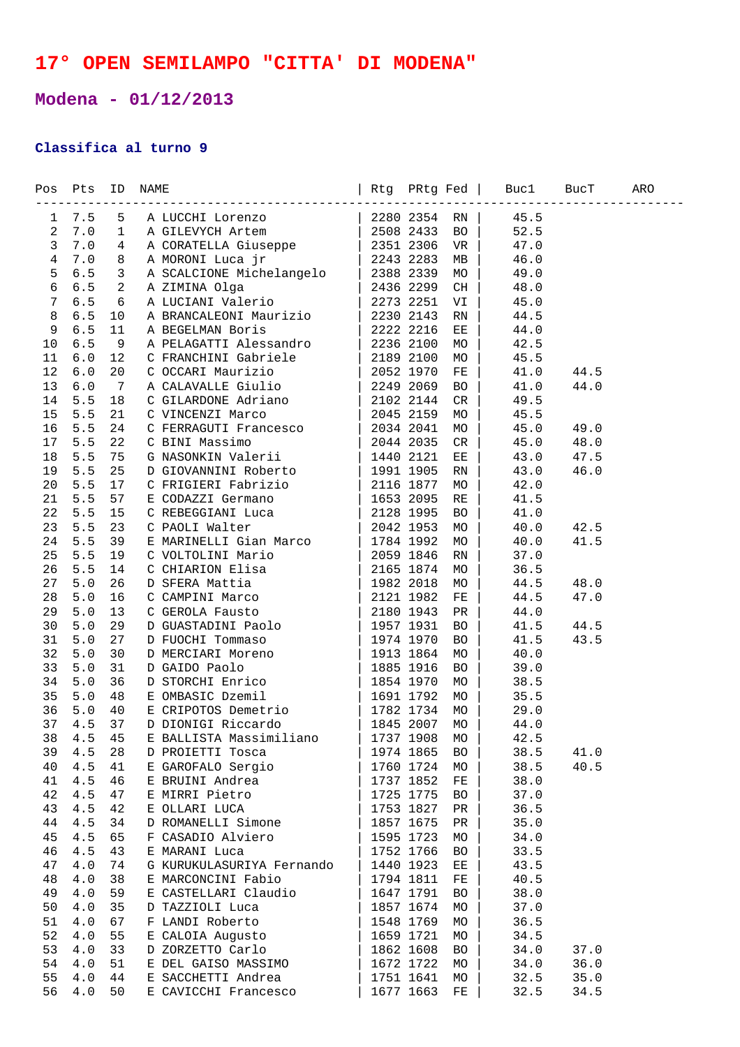# 17° OPEN SEMILAMPO "CITTA' DI MODENA"

## Modena - 01/12/2013

### Classifica al turno 9

| Pos | Pts | ID | NAME | Rtg | PRtg | Fed | Buc1 | BucT | ARO |
|---|---|---|---|---|---|---|---|---|---|
| 1 | 7.5 | 5 | A LUCCHI Lorenzo | 2280 | 2354 | RN | 45.5 | | |
| 2 | 7.0 | 1 | A GILEVYCH Artem | 2508 | 2433 | BO | 52.5 | | |
| 3 | 7.0 | 4 | A CORATELLA Giuseppe | 2351 | 2306 | VR | 47.0 | | |
| 4 | 7.0 | 8 | A MORONI Luca jr | 2243 | 2283 | MB | 46.0 | | |
| 5 | 6.5 | 3 | A SCALCIONE Michelangelo | 2388 | 2339 | MO | 49.0 | | |
| 6 | 6.5 | 2 | A ZIMINA Olga | 2436 | 2299 | CH | 48.0 | | |
| 7 | 6.5 | 6 | A LUCIANI Valerio | 2273 | 2251 | VI | 45.0 | | |
| 8 | 6.5 | 10 | A BRANCALEONI Maurizio | 2230 | 2143 | RN | 44.5 | | |
| 9 | 6.5 | 11 | A BEGELMAN Boris | 2222 | 2216 | EE | 44.0 | | |
| 10 | 6.5 | 9 | A PELAGATTI Alessandro | 2236 | 2100 | MO | 42.5 | | |
| 11 | 6.0 | 12 | C FRANCHINI Gabriele | 2189 | 2100 | MO | 45.5 | | |
| 12 | 6.0 | 20 | C OCCARI Maurizio | 2052 | 1970 | FE | 41.0 | 44.5 | |
| 13 | 6.0 | 7 | A CALAVALLE Giulio | 2249 | 2069 | BO | 41.0 | 44.0 | |
| 14 | 5.5 | 18 | C GILARDONE Adriano | 2102 | 2144 | CR | 49.5 | | |
| 15 | 5.5 | 21 | C VINCENZI Marco | 2045 | 2159 | MO | 45.5 | | |
| 16 | 5.5 | 24 | C FERRAGUTI Francesco | 2034 | 2041 | MO | 45.0 | 49.0 | |
| 17 | 5.5 | 22 | C BINI Massimo | 2044 | 2035 | CR | 45.0 | 48.0 | |
| 18 | 5.5 | 75 | G NASONKIN Valerii | 1440 | 2121 | EE | 43.0 | 47.5 | |
| 19 | 5.5 | 25 | D GIOVANNINI Roberto | 1991 | 1905 | RN | 43.0 | 46.0 | |
| 20 | 5.5 | 17 | C FRIGIERI Fabrizio | 2116 | 1877 | MO | 42.0 | | |
| 21 | 5.5 | 57 | E CODAZZI Germano | 1653 | 2095 | RE | 41.5 | | |
| 22 | 5.5 | 15 | C REBEGGIANI Luca | 2128 | 1995 | BO | 41.0 | | |
| 23 | 5.5 | 23 | C PAOLI Walter | 2042 | 1953 | MO | 40.0 | 42.5 | |
| 24 | 5.5 | 39 | E MARINELLI Gian Marco | 1784 | 1992 | MO | 40.0 | 41.5 | |
| 25 | 5.5 | 19 | C VOLTOLINI Mario | 2059 | 1846 | RN | 37.0 | | |
| 26 | 5.5 | 14 | C CHIARION Elisa | 2165 | 1874 | MO | 36.5 | | |
| 27 | 5.0 | 26 | D SFERA Mattia | 1982 | 2018 | MO | 44.5 | 48.0 | |
| 28 | 5.0 | 16 | C CAMPINI Marco | 2121 | 1982 | FE | 44.5 | 47.0 | |
| 29 | 5.0 | 13 | C GEROLA Fausto | 2180 | 1943 | PR | 44.0 | | |
| 30 | 5.0 | 29 | D GUASTADINI Paolo | 1957 | 1931 | BO | 41.5 | 44.5 | |
| 31 | 5.0 | 27 | D FUOCHI Tommaso | 1974 | 1970 | BO | 41.5 | 43.5 | |
| 32 | 5.0 | 30 | D MERCIARI Moreno | 1913 | 1864 | MO | 40.0 | | |
| 33 | 5.0 | 31 | D GAIDO Paolo | 1885 | 1916 | BO | 39.0 | | |
| 34 | 5.0 | 36 | D STORCHI Enrico | 1854 | 1970 | MO | 38.5 | | |
| 35 | 5.0 | 48 | E OMBASIC Dzemil | 1691 | 1792 | MO | 35.5 | | |
| 36 | 5.0 | 40 | E CRIPOTOS Demetrio | 1782 | 1734 | MO | 29.0 | | |
| 37 | 4.5 | 37 | D DIONIGI Riccardo | 1845 | 2007 | MO | 44.0 | | |
| 38 | 4.5 | 45 | E BALLISTA Massimiliano | 1737 | 1908 | MO | 42.5 | | |
| 39 | 4.5 | 28 | D PROIETTI Tosca | 1974 | 1865 | BO | 38.5 | 41.0 | |
| 40 | 4.5 | 41 | E GAROFALO Sergio | 1760 | 1724 | MO | 38.5 | 40.5 | |
| 41 | 4.5 | 46 | E BRUINI Andrea | 1737 | 1852 | FE | 38.0 | | |
| 42 | 4.5 | 47 | E MIRRI Pietro | 1725 | 1775 | BO | 37.0 | | |
| 43 | 4.5 | 42 | E OLLARI LUCA | 1753 | 1827 | PR | 36.5 | | |
| 44 | 4.5 | 34 | D ROMANELLI Simone | 1857 | 1675 | PR | 35.0 | | |
| 45 | 4.5 | 65 | F CASADIO Alviero | 1595 | 1723 | MO | 34.0 | | |
| 46 | 4.5 | 43 | E MARANI Luca | 1752 | 1766 | BO | 33.5 | | |
| 47 | 4.0 | 74 | G KURUKULASURIYA Fernando | 1440 | 1923 | EE | 43.5 | | |
| 48 | 4.0 | 38 | E MARCONCINI Fabio | 1794 | 1811 | FE | 40.5 | | |
| 49 | 4.0 | 59 | E CASTELLARI Claudio | 1647 | 1791 | BO | 38.0 | | |
| 50 | 4.0 | 35 | D TAZZIOLI Luca | 1857 | 1674 | MO | 37.0 | | |
| 51 | 4.0 | 67 | F LANDI Roberto | 1548 | 1769 | MO | 36.5 | | |
| 52 | 4.0 | 55 | E CALOIA Augusto | 1659 | 1721 | MO | 34.5 | | |
| 53 | 4.0 | 33 | D ZORZETTO Carlo | 1862 | 1608 | BO | 34.0 | 37.0 | |
| 54 | 4.0 | 51 | E DEL GAISO MASSIMO | 1672 | 1722 | MO | 34.0 | 36.0 | |
| 55 | 4.0 | 44 | E SACCHETTI Andrea | 1751 | 1641 | MO | 32.5 | 35.0 | |
| 56 | 4.0 | 50 | E CAVICCHI Francesco | 1677 | 1663 | FE | 32.5 | 34.5 | |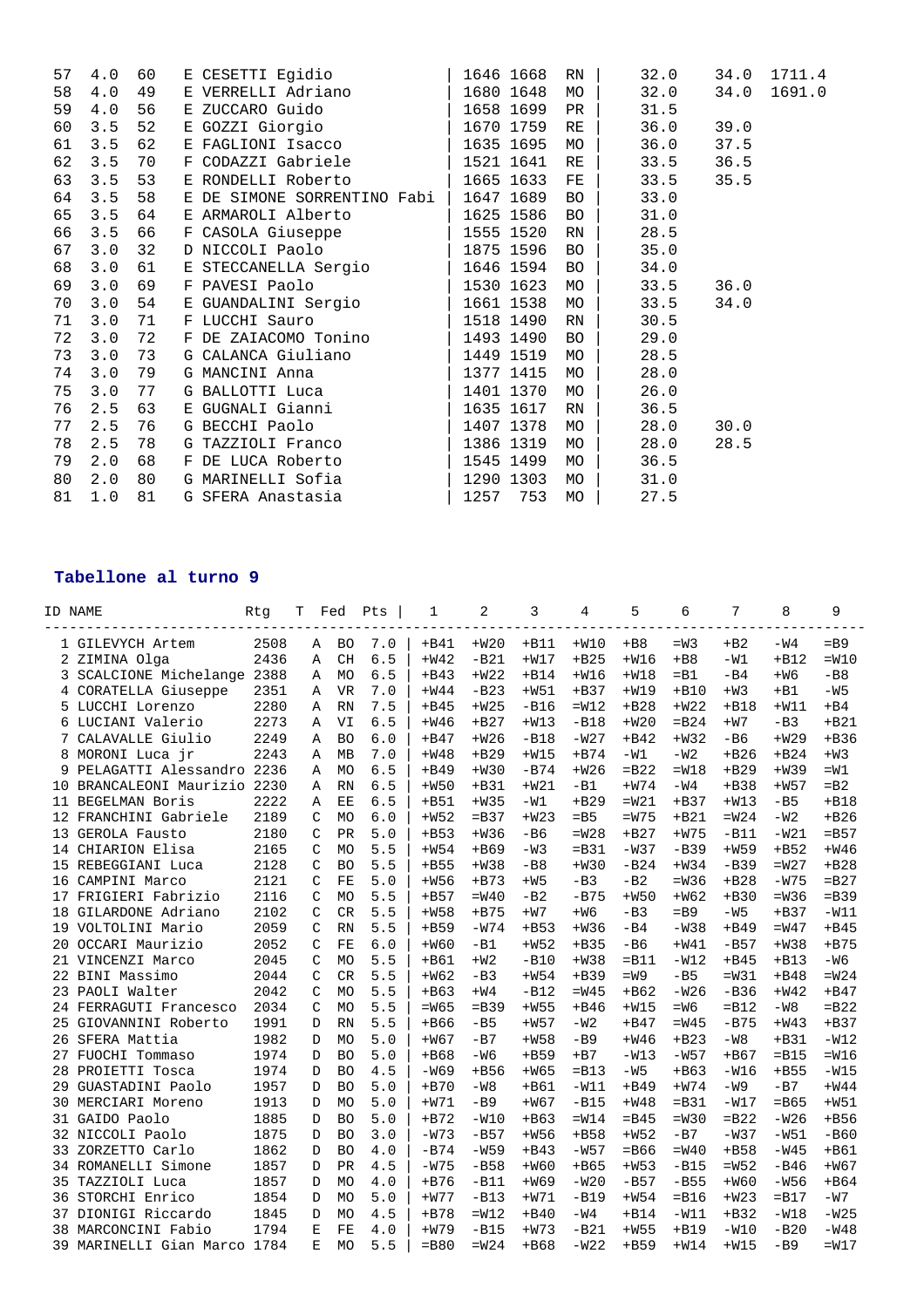| | | | | | | | | | |
|---|---|---|---|---|---|---|---|---|---|
| 57 | 4.0 | 60 | E | CESETTI Egidio | 1646 | 1668 | RN | 32.0 | 34.0 | 1711.4 |
| 58 | 4.0 | 49 | E | VERRELLI Adriano | 1680 | 1648 | MO | 32.0 | 34.0 | 1691.0 |
| 59 | 4.0 | 56 | E | ZUCCARO Guido | 1658 | 1699 | PR | 31.5 | | |
| 60 | 3.5 | 52 | E | GOZZI Giorgio | 1670 | 1759 | RE | 36.0 | 39.0 | |
| 61 | 3.5 | 62 | E | FAGLIONI Isacco | 1635 | 1695 | MO | 36.0 | 37.5 | |
| 62 | 3.5 | 70 | F | CODAZZI Gabriele | 1521 | 1641 | RE | 33.5 | 36.5 | |
| 63 | 3.5 | 53 | E | RONDELLI Roberto | 1665 | 1633 | FE | 33.5 | 35.5 | |
| 64 | 3.5 | 58 | E | DE SIMONE SORRENTINO Fabi | 1647 | 1689 | BO | 33.0 | | |
| 65 | 3.5 | 64 | E | ARMAROLI Alberto | 1625 | 1586 | BO | 31.0 | | |
| 66 | 3.5 | 66 | F | CASOLA Giuseppe | 1555 | 1520 | RN | 28.5 | | |
| 67 | 3.0 | 32 | D | NICCOLI Paolo | 1875 | 1596 | BO | 35.0 | | |
| 68 | 3.0 | 61 | E | STECCANELLA Sergio | 1646 | 1594 | BO | 34.0 | | |
| 69 | 3.0 | 69 | F | PAVESI Paolo | 1530 | 1623 | MO | 33.5 | 36.0 | |
| 70 | 3.0 | 54 | E | GUANDALINI Sergio | 1661 | 1538 | MO | 33.5 | 34.0 | |
| 71 | 3.0 | 71 | F | LUCCHI Sauro | 1518 | 1490 | RN | 30.5 | | |
| 72 | 3.0 | 72 | F | DE ZAIACOMO Tonino | 1493 | 1490 | BO | 29.0 | | |
| 73 | 3.0 | 73 | G | CALANCA Giuliano | 1449 | 1519 | MO | 28.5 | | |
| 74 | 3.0 | 79 | G | MANCINI Anna | 1377 | 1415 | MO | 28.0 | | |
| 75 | 3.0 | 77 | G | BALLOTTI Luca | 1401 | 1370 | MO | 26.0 | | |
| 76 | 2.5 | 63 | E | GUGNALI Gianni | 1635 | 1617 | RN | 36.5 | | |
| 77 | 2.5 | 76 | G | BECCHI Paolo | 1407 | 1378 | MO | 28.0 | 30.0 | |
| 78 | 2.5 | 78 | G | TAZZIOLI Franco | 1386 | 1319 | MO | 28.0 | 28.5 | |
| 79 | 2.0 | 68 | F | DE LUCA Roberto | 1545 | 1499 | MO | 36.5 | | |
| 80 | 2.0 | 80 | G | MARINELLI Sofia | 1290 | 1303 | MO | 31.0 | | |
| 81 | 1.0 | 81 | G | SFERA Anastasia | 1257 | 753 | MO | 27.5 | | |

## Tabellone al turno 9

| ID | NAME | Rtg | T | Fed | Pts | 1 | 2 | 3 | 4 | 5 | 6 | 7 | 8 | 9 |
|---|---|---|---|---|---|---|---|---|---|---|---|---|---|---|
| 1 | GILEVYCH Artem | 2508 | A | BO | 7.0 | +B41 | +W20 | +B11 | +W10 | +B8 | =W3 | +B2 | -W4 | =B9 |
| 2 | ZIMINA Olga | 2436 | A | CH | 6.5 | +W42 | -B21 | +W17 | +B25 | +W16 | +B8 | -W1 | +B12 | =W10 |
| 3 | SCALCIONE Michelange | 2388 | A | MO | 6.5 | +B43 | +W22 | +B14 | +W16 | +W18 | =B1 | -B4 | +W6 | -B8 |
| 4 | CORATELLA Giuseppe | 2351 | A | VR | 7.0 | +W44 | -B23 | +W51 | +B37 | +W19 | +B10 | +W3 | +B1 | -W5 |
| 5 | LUCCHI Lorenzo | 2280 | A | RN | 7.5 | +B45 | +W25 | -B16 | =W12 | +B28 | +W22 | +B18 | +W11 | +B4 |
| 6 | LUCIANI Valerio | 2273 | A | VI | 6.5 | +W46 | +B27 | +W13 | -B18 | +W20 | =B24 | +W7 | -B3 | +B21 |
| 7 | CALAVALLE Giulio | 2249 | A | BO | 6.0 | +B47 | +W26 | -B18 | -W27 | +B42 | +W32 | -B6 | +W29 | +B36 |
| 8 | MORONI Luca jr | 2243 | A | MB | 7.0 | +W48 | +B29 | +W15 | +B74 | -W1 | -W2 | +B26 | +B24 | +W3 |
| 9 | PELAGATTI Alessandro | 2236 | A | MO | 6.5 | +B49 | +W30 | -B74 | +W26 | =B22 | =W18 | +B29 | +W39 | =W1 |
| 10 | BRANCALEONI Maurizio | 2230 | A | RN | 6.5 | +W50 | +B31 | +W21 | -B1 | +W74 | -W4 | +B38 | +W57 | =B2 |
| 11 | BEGELMAN Boris | 2222 | A | EE | 6.5 | +B51 | +W35 | -W1 | +B29 | =W21 | +B37 | +W13 | -B5 | +B18 |
| 12 | FRANCHINI Gabriele | 2189 | C | MO | 6.0 | +W52 | =B37 | +W23 | =B5 | =W75 | +B21 | =W24 | -W2 | +B26 |
| 13 | GEROLA Fausto | 2180 | C | PR | 5.0 | +B53 | +W36 | -B6 | =W28 | +B27 | +W75 | -B11 | -W21 | =B57 |
| 14 | CHIARION Elisa | 2165 | C | MO | 5.5 | +W54 | +B69 | -W3 | =B31 | -W37 | -B39 | +W59 | +B52 | +W46 |
| 15 | REBEGGIANI Luca | 2128 | C | BO | 5.5 | +B55 | +W38 | -B8 | +W30 | -B24 | +W34 | -B39 | =W27 | +B28 |
| 16 | CAMPINI Marco | 2121 | C | FE | 5.0 | +W56 | +B73 | +W5 | -B3 | -B2 | =W36 | +B28 | -W75 | =B27 |
| 17 | FRIGIERI Fabrizio | 2116 | C | MO | 5.5 | +B57 | =W40 | -B2 | -B75 | +W50 | +W62 | +B30 | =W36 | =B39 |
| 18 | GILARDONE Adriano | 2102 | C | CR | 5.5 | +W58 | +B75 | +W7 | +W6 | -B3 | =B9 | -W5 | +B37 | -W11 |
| 19 | VOLTOLINI Mario | 2059 | C | RN | 5.5 | +B59 | -W74 | +B53 | +W36 | -B4 | -W38 | +B49 | =W47 | +B45 |
| 20 | OCCARI Maurizio | 2052 | C | FE | 6.0 | +W60 | -B1 | +W52 | +B35 | -B6 | +W41 | -B57 | +W38 | +B75 |
| 21 | VINCENZI Marco | 2045 | C | MO | 5.5 | +W61 | +W2 | -B10 | +W38 | =B11 | -W12 | +B45 | +B13 | -W6 |
| 22 | BINI Massimo | 2044 | C | CR | 5.5 | +W62 | -B3 | +W54 | +B39 | =W9 | -B5 | =W31 | +B48 | =W24 |
| 23 | PAOLI Walter | 2042 | C | MO | 5.5 | +B63 | +W4 | -B12 | =W45 | +B62 | -W26 | -B36 | +W42 | +B47 |
| 24 | FERRAGUTI Francesco | 2034 | C | MO | 5.5 | =W65 | =B39 | +W55 | +B46 | +W15 | =W6 | =B12 | -W8 | =B22 |
| 25 | GIOVANNINI Roberto | 1991 | D | RN | 5.5 | +B66 | -B5 | +W57 | -W2 | +B47 | =W45 | -B75 | +W43 | +B37 |
| 26 | SFERA Mattia | 1982 | D | MO | 5.0 | +W67 | -B7 | +W58 | -B9 | +W46 | +B23 | -W8 | +B31 | -W12 |
| 27 | FUOCHI Tommaso | 1974 | D | BO | 5.0 | +B68 | -W6 | +B59 | +B7 | -W13 | -W57 | +B67 | =B15 | =W16 |
| 28 | PROIETTI Tosca | 1974 | D | BO | 4.5 | -W69 | +B56 | +W65 | =B13 | -W5 | +B63 | -W16 | +B55 | -W15 |
| 29 | GUASTADINI Paolo | 1957 | D | BO | 5.0 | +B70 | -W8 | +B61 | -W11 | +B49 | +W74 | -W9 | -B7 | +W44 |
| 30 | MERCIARI Moreno | 1913 | D | MO | 5.0 | +W71 | -B9 | +W67 | -B15 | +W48 | =B31 | -W17 | =B65 | +W51 |
| 31 | GAIDO Paolo | 1885 | D | BO | 5.0 | +B72 | -W10 | +B63 | =W14 | =B45 | =W30 | =B22 | -W26 | +B56 |
| 32 | NICCOLI Paolo | 1875 | D | BO | 3.0 | -W73 | -B57 | +W56 | +B58 | +W52 | -B7 | -W37 | -W51 | -B60 |
| 33 | ZORZETTO Carlo | 1862 | D | BO | 4.0 | -B74 | -W59 | +B43 | -W57 | =B66 | =W40 | +B58 | -W45 | +B61 |
| 34 | ROMANELLI Simone | 1857 | D | PR | 4.5 | -W75 | -B58 | +W60 | +B65 | +W53 | -B15 | =W52 | -B46 | +W67 |
| 35 | TAZZIOLI Luca | 1857 | D | MO | 4.0 | +B76 | -B11 | +W69 | -W20 | -B57 | -B55 | +W60 | -W56 | +B64 |
| 36 | STORCHI Enrico | 1854 | D | MO | 5.0 | +W77 | -B13 | +W71 | -B19 | +W54 | =B16 | +W23 | =B17 | -W7 |
| 37 | DIONIGI Riccardo | 1845 | D | MO | 4.5 | +B78 | =W12 | +B40 | -W4 | +B14 | -W11 | +B32 | -W18 | -W25 |
| 38 | MARCONCINI Fabio | 1794 | E | FE | 4.0 | +W79 | -B15 | +W73 | -B21 | +W55 | +B19 | -W10 | -B20 | -W48 |
| 39 | MARINELLI Gian Marco | 1784 | E | MO | 5.5 | =B80 | =W24 | +B68 | -W22 | +B59 | +W14 | +W15 | -B9 | =W17 |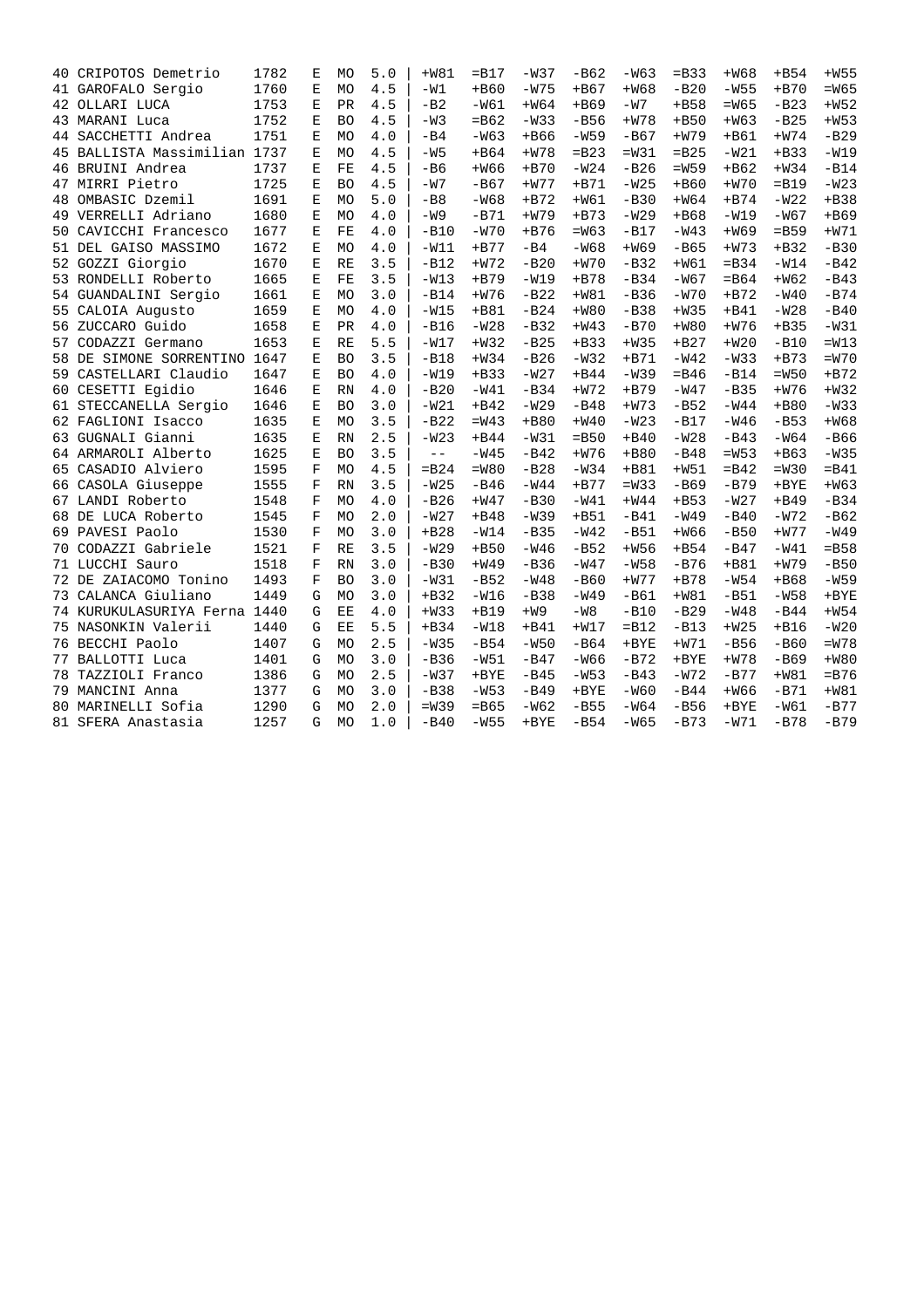| | | | | | | | | | | | | | | | |
|---|---|---|---|---|---|---|---|---|---|---|---|---|---|---|---|
| 40 | CRIPOTOS Demetrio | 1782 | E | MO | 5.0 | +W81 | =B17 | -W37 | -B62 | -W63 | =B33 | +W68 | +B54 | +W55 |
| 41 | GAROFALO Sergio | 1760 | E | MO | 4.5 | -W1 | +B60 | -W75 | +B67 | +W68 | -B20 | -W55 | +B70 | =W65 |
| 42 | OLLARI LUCA | 1753 | E | PR | 4.5 | -B2 | -W61 | +W64 | +B69 | -W7 | +B58 | =W65 | -B23 | +W52 |
| 43 | MARANI Luca | 1752 | E | BO | 4.5 | -W3 | =B62 | -W33 | -B56 | +W78 | +B50 | +W63 | -B25 | +W53 |
| 44 | SACCHETTI Andrea | 1751 | E | MO | 4.0 | -B4 | -W63 | +B66 | -W59 | -B67 | +W79 | +B61 | +W74 | -B29 |
| 45 | BALLISTA Massimilian | 1737 | E | MO | 4.5 | -W5 | +B64 | +W78 | =B23 | =W31 | =B25 | -W21 | +B33 | -W19 |
| 46 | BRUINI Andrea | 1737 | E | FE | 4.5 | -B6 | +W66 | +B70 | -W24 | -B26 | =W59 | +B62 | +W34 | -B14 |
| 47 | MIRRI Pietro | 1725 | E | BO | 4.5 | -W7 | -B67 | +W77 | +B71 | -W25 | +B60 | +W70 | =B19 | -W23 |
| 48 | OMBASIC Dzemil | 1691 | E | MO | 5.0 | -B8 | -W68 | +B72 | +W61 | -B30 | +W64 | +B74 | -W22 | +B38 |
| 49 | VERRELLI Adriano | 1680 | E | MO | 4.0 | -W9 | -B71 | +W79 | +B73 | -W29 | +B68 | -W19 | -W67 | +B69 |
| 50 | CAVICCHI Francesco | 1677 | E | FE | 4.0 | -B10 | -W70 | +B76 | =W63 | -B17 | -W43 | +W69 | =B59 | +W71 |
| 51 | DEL GAISO MASSIMO | 1672 | E | MO | 4.0 | -W11 | +B77 | -B4 | -W68 | +W69 | -B65 | +W73 | +B32 | -B30 |
| 52 | GOZZI Giorgio | 1670 | E | RE | 3.5 | -B12 | +W72 | -B20 | +W70 | -B32 | +W61 | =B34 | -W14 | -B42 |
| 53 | RONDELLI Roberto | 1665 | E | FE | 3.5 | -W13 | +B79 | -W19 | +B78 | -B34 | -W67 | =B64 | +W62 | -B43 |
| 54 | GUANDALINI Sergio | 1661 | E | MO | 3.0 | -B14 | +W76 | -B22 | +W81 | -B36 | -W70 | +B72 | -W40 | -B74 |
| 55 | CALOIA Augusto | 1659 | E | MO | 4.0 | -W15 | +B81 | -B24 | +W80 | -B38 | +W35 | +B41 | -W28 | -B40 |
| 56 | ZUCCARO Guido | 1658 | E | PR | 4.0 | -B16 | -W28 | -B32 | +W43 | -B70 | +W80 | +W76 | +B35 | -W31 |
| 57 | CODAZZI Germano | 1653 | E | RE | 5.5 | -W17 | +W32 | -B25 | +B33 | +W35 | +B27 | +W20 | -B10 | =W13 |
| 58 | DE SIMONE SORRENTINO | 1647 | E | BO | 3.5 | -B18 | +W34 | -B26 | -W32 | +B71 | -W42 | -W33 | +B73 | =W70 |
| 59 | CASTELLARI Claudio | 1647 | E | BO | 4.0 | -W19 | +B33 | -W27 | +B44 | -W39 | =B46 | -B14 | =W50 | +B72 |
| 60 | CESETTI Egidio | 1646 | E | RN | 4.0 | -B20 | -W41 | -B34 | +W72 | +B79 | -W47 | -B35 | +W76 | +W32 |
| 61 | STECCANELLA Sergio | 1646 | E | BO | 3.0 | -W21 | +B42 | -W29 | -B48 | +W73 | -B52 | -W44 | +B80 | -W33 |
| 62 | FAGLIONI Isacco | 1635 | E | MO | 3.5 | -B22 | =W43 | +B80 | +W40 | -W23 | -B17 | -W46 | -B53 | +W68 |
| 63 | GUGNALI Gianni | 1635 | E | RN | 2.5 | -W23 | +B44 | -W31 | =B50 | +B40 | -W28 | -B43 | -W64 | -B66 |
| 64 | ARMAROLI Alberto | 1625 | E | BO | 3.5 | -- | -W45 | -B42 | +W76 | +B80 | -B48 | =W53 | +B63 | -W35 |
| 65 | CASADIO Alviero | 1595 | F | MO | 4.5 | =B24 | =W80 | -B28 | -W34 | +B81 | +W51 | =B42 | =W30 | =B41 |
| 66 | CASOLA Giuseppe | 1555 | F | RN | 3.5 | -W25 | -B46 | -W44 | +B77 | =W33 | -B69 | -B79 | +BYE | +W63 |
| 67 | LANDI Roberto | 1548 | F | MO | 4.0 | -B26 | +W47 | -B30 | -W41 | +W44 | +B53 | -W27 | +B49 | -B34 |
| 68 | DE LUCA Roberto | 1545 | F | MO | 2.0 | -W27 | +B48 | -W39 | +B51 | -B41 | -W49 | -B40 | -W72 | -B62 |
| 69 | PAVESI Paolo | 1530 | F | MO | 3.0 | +B28 | -W14 | -B35 | -W42 | -B51 | +W66 | -B50 | +W77 | -W49 |
| 70 | CODAZZI Gabriele | 1521 | F | RE | 3.5 | -W29 | +B50 | -W46 | -B52 | +W56 | +B54 | -B47 | -W41 | =B58 |
| 71 | LUCCHI Sauro | 1518 | F | RN | 3.0 | -B30 | +W49 | -B36 | -W47 | -W58 | -B76 | +B81 | +W79 | -B50 |
| 72 | DE ZAIACOMO Tonino | 1493 | F | BO | 3.0 | -W31 | -B52 | -W48 | -B60 | +W77 | +B78 | -W54 | +B68 | -W59 |
| 73 | CALANCA Giuliano | 1449 | G | MO | 3.0 | +B32 | -W16 | -B38 | -W49 | -B61 | +W81 | -B51 | -W58 | +BYE |
| 74 | KURUKULASURIYA Ferna | 1440 | G | EE | 4.0 | +W33 | +B19 | +W9 | -W8 | -B10 | -B29 | -W48 | -B44 | +W54 |
| 75 | NASONKIN Valerii | 1440 | G | EE | 5.5 | +B34 | -W18 | +B41 | +W17 | =B12 | -B13 | +W25 | +B16 | -W20 |
| 76 | BECCHI Paolo | 1407 | G | MO | 2.5 | -W35 | -B54 | -W50 | -B64 | +BYE | +W71 | -B56 | -B60 | =W78 |
| 77 | BALLOTTI Luca | 1401 | G | MO | 3.0 | -B36 | -W51 | -B47 | -W66 | -B72 | +BYE | +W78 | -B69 | +W80 |
| 78 | TAZZIOLI Franco | 1386 | G | MO | 2.5 | -W37 | +BYE | -B45 | -W53 | -B43 | -W72 | -B77 | +W81 | =B76 |
| 79 | MANCINI Anna | 1377 | G | MO | 3.0 | -B38 | -W53 | -B49 | +BYE | -W60 | -B44 | +W66 | -B71 | +W81 |
| 80 | MARINELLI Sofia | 1290 | G | MO | 2.0 | =W39 | =B65 | -W62 | -B55 | -W64 | -B56 | +BYE | -W61 | -B77 |
| 81 | SFERA Anastasia | 1257 | G | MO | 1.0 | -B40 | -W55 | +BYE | -B54 | -W65 | -B73 | -W71 | -B78 | -B79 |